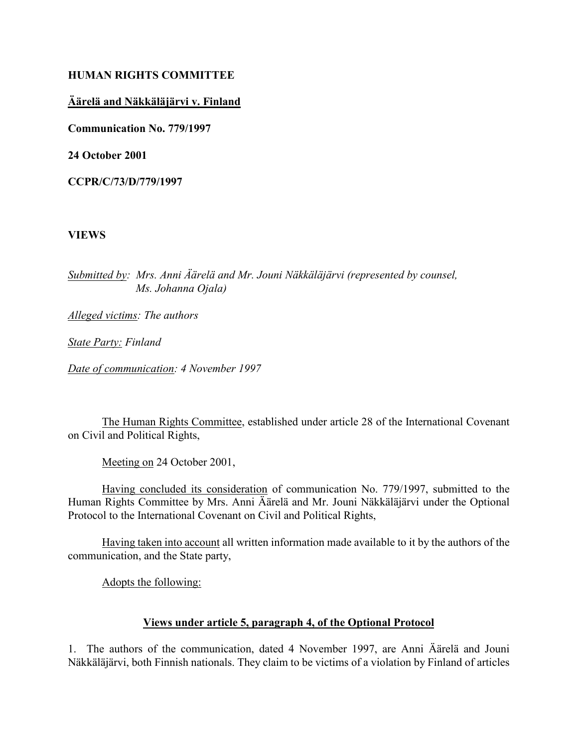**HUMAN RIGHTS COMMITTEE**

**Äärelä and Näkkäläjärvi v. Finland**

**Communication No. 779/1997**

**24 October 2001**

**CCPR/C/73/D/779/1997**

**VIEWS**

*Submitted by: Mrs. Anni Äärelä and Mr. Jouni Näkkäläjärvi (represented by counsel, Ms. Johanna Ojala)*

*Alleged victims: The authors*

*State Party: Finland*

*Date of communication: 4 November 1997*

The Human Rights Committee, established under article 28 of the International Covenant on Civil and Political Rights,

Meeting on 24 October 2001,

Having concluded its consideration of communication No. 779/1997, submitted to the Human Rights Committee by Mrs. Anni Äärelä and Mr. Jouni Näkkäläjärvi under the Optional Protocol to the International Covenant on Civil and Political Rights,

Having taken into account all written information made available to it by the authors of the communication, and the State party,

Adopts the following:

**Views under article 5, paragraph 4, of the Optional Protocol**

1. The authors of the communication, dated 4 November 1997, are Anni Äärelä and Jouni Näkkäläjärvi, both Finnish nationals. They claim to be victims of a violation by Finland of articles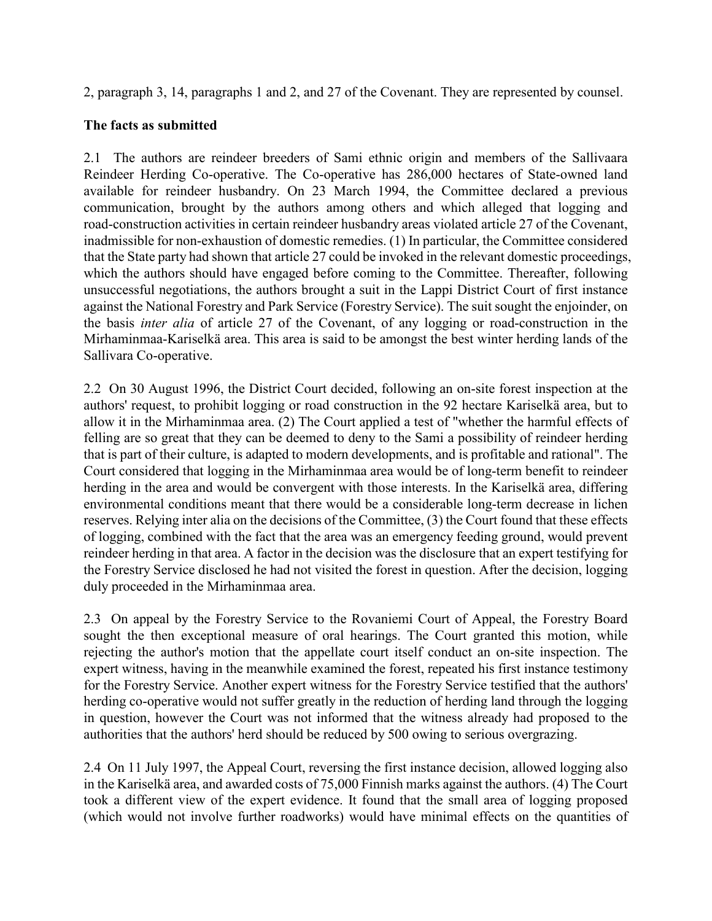2, paragraph 3, 14, paragraphs 1 and 2, and 27 of the Covenant. They are represented by counsel.

**The facts as submitted**

2.1 The authors are reindeer breeders of Sami ethnic origin and members of the Sallivaara Reindeer Herding Co-operative. The Co-operative has 286,000 hectares of State-owned land available for reindeer husbandry. On 23 March 1994, the Committee declared a previous communication, brought by the authors among others and which alleged that logging and road-construction activities in certain reindeer husbandry areas violated article 27 of the Covenant, inadmissible for non-exhaustion of domestic remedies. (1) In particular, the Committee considered that the State party had shown that article 27 could be invoked in the relevant domestic proceedings, which the authors should have engaged before coming to the Committee. Thereafter, following unsuccessful negotiations, the authors brought a suit in the Lappi District Court of first instance against the National Forestry and Park Service (Forestry Service). The suit sought the enjoinder, on the basis *inter alia* of article 27 of the Covenant, of any logging or road-construction in the Mirhaminmaa-Kariselkä area. This area is said to be amongst the best winter herding lands of the Sallivara Co-operative.

2.2 On 30 August 1996, the District Court decided, following an on-site forest inspection at the authors' request, to prohibit logging or road construction in the 92 hectare Kariselkä area, but to allow it in the Mirhaminmaa area. (2) The Court applied a test of "whether the harmful effects of felling are so great that they can be deemed to deny to the Sami a possibility of reindeer herding that is part of their culture, is adapted to modern developments, and is profitable and rational". The Court considered that logging in the Mirhaminmaa area would be of long-term benefit to reindeer herding in the area and would be convergent with those interests. In the Kariselkä area, differing environmental conditions meant that there would be a considerable long-term decrease in lichen reserves. Relying inter alia on the decisions of the Committee, (3) the Court found that these effects of logging, combined with the fact that the area was an emergency feeding ground, would prevent reindeer herding in that area. A factor in the decision was the disclosure that an expert testifying for the Forestry Service disclosed he had not visited the forest in question. After the decision, logging duly proceeded in the Mirhaminmaa area.

2.3 On appeal by the Forestry Service to the Rovaniemi Court of Appeal, the Forestry Board sought the then exceptional measure of oral hearings. The Court granted this motion, while rejecting the author's motion that the appellate court itself conduct an on-site inspection. The expert witness, having in the meanwhile examined the forest, repeated his first instance testimony for the Forestry Service. Another expert witness for the Forestry Service testified that the authors' herding co-operative would not suffer greatly in the reduction of herding land through the logging in question, however the Court was not informed that the witness already had proposed to the authorities that the authors' herd should be reduced by 500 owing to serious overgrazing.

2.4 On 11 July 1997, the Appeal Court, reversing the first instance decision, allowed logging also in the Kariselkä area, and awarded costs of 75,000 Finnish marks against the authors. (4) The Court took a different view of the expert evidence. It found that the small area of logging proposed (which would not involve further roadworks) would have minimal effects on the quantities of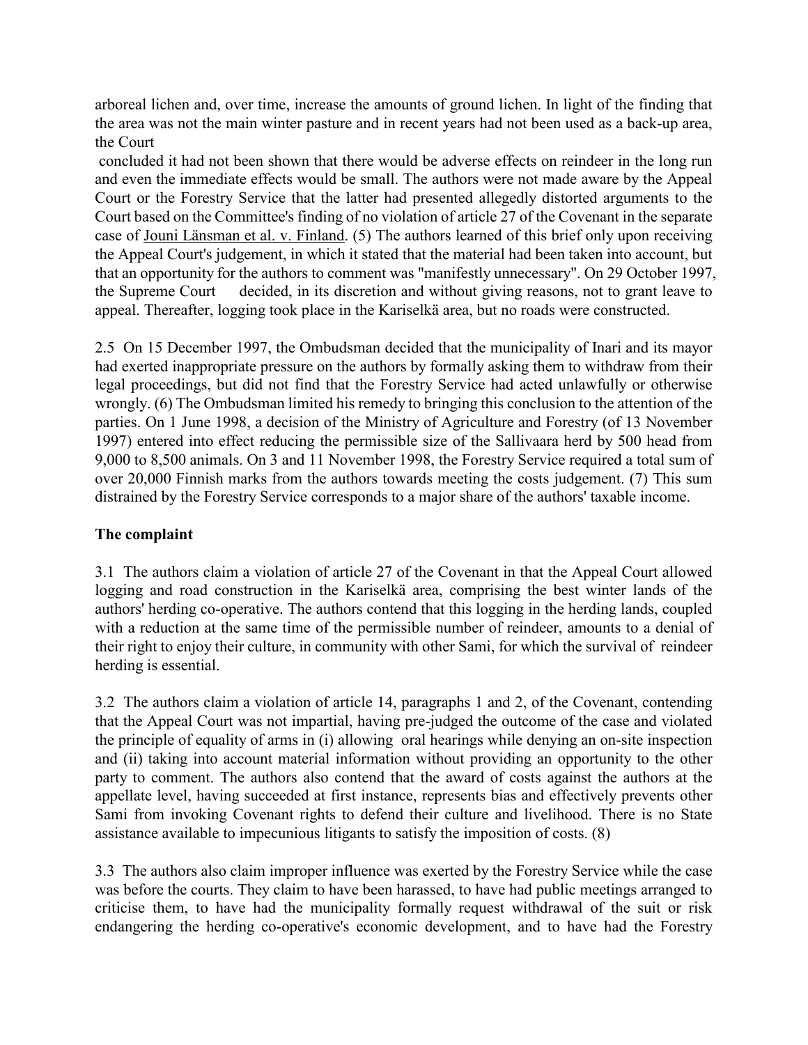arboreal lichen and, over time, increase the amounts of ground lichen. In light of the finding that the area was not the main winter pasture and in recent years had not been used as a back-up area, the Court concluded it had not been shown that there would be adverse effects on reindeer in the long run and even the immediate effects would be small. The authors were not made aware by the Appeal Court or the Forestry Service that the latter had presented allegedly distorted arguments to the Court based on the Committee's finding of no violation of article 27 of the Covenant in the separate case of Jouni Länsman et al. v. Finland. (5) The authors learned of this brief only upon receiving the Appeal Court's judgement, in which it stated that the material had been taken into account, but that an opportunity for the authors to comment was "manifestly unnecessary". On 29 October 1997, the Supreme Court decided, in its discretion and without giving reasons, not to grant leave to appeal. Thereafter, logging took place in the Kariselkä area, but no roads were constructed.

2.5 On 15 December 1997, the Ombudsman decided that the municipality of Inari and its mayor had exerted inappropriate pressure on the authors by formally asking them to withdraw from their legal proceedings, but did not find that the Forestry Service had acted unlawfully or otherwise wrongly. (6) The Ombudsman limited his remedy to bringing this conclusion to the attention of the parties. On 1 June 1998, a decision of the Ministry of Agriculture and Forestry (of 13 November 1997) entered into effect reducing the permissible size of the Sallivaara herd by 500 head from 9,000 to 8,500 animals. On 3 and 11 November 1998, the Forestry Service required a total sum of over 20,000 Finnish marks from the authors towards meeting the costs judgement. (7) This sum distrained by the Forestry Service corresponds to a major share of the authors' taxable income.

## The complaint

3.1 The authors claim a violation of article 27 of the Covenant in that the Appeal Court allowed logging and road construction in the Kariselkä area, comprising the best winter lands of the authors' herding co-operative. The authors contend that this logging in the herding lands, coupled with a reduction at the same time of the permissible number of reindeer, amounts to a denial of their right to enjoy their culture, in community with other Sami, for which the survival of reindeer herding is essential.

3.2 The authors claim a violation of article 14, paragraphs 1 and 2, of the Covenant, contending that the Appeal Court was not impartial, having pre-judged the outcome of the case and violated the principle of equality of arms in (i) allowing oral hearings while denying an on-site inspection and (ii) taking into account material information without providing an opportunity to the other party to comment. The authors also contend that the award of costs against the authors at the appellate level, having succeeded at first instance, represents bias and effectively prevents other Sami from invoking Covenant rights to defend their culture and livelihood. There is no State assistance available to impecunious litigants to satisfy the imposition of costs. (8)

3.3 The authors also claim improper influence was exerted by the Forestry Service while the case was before the courts. They claim to have been harassed, to have had public meetings arranged to criticise them, to have had the municipality formally request withdrawal of the suit or risk endangering the herding co-operative's economic development, and to have had the Forestry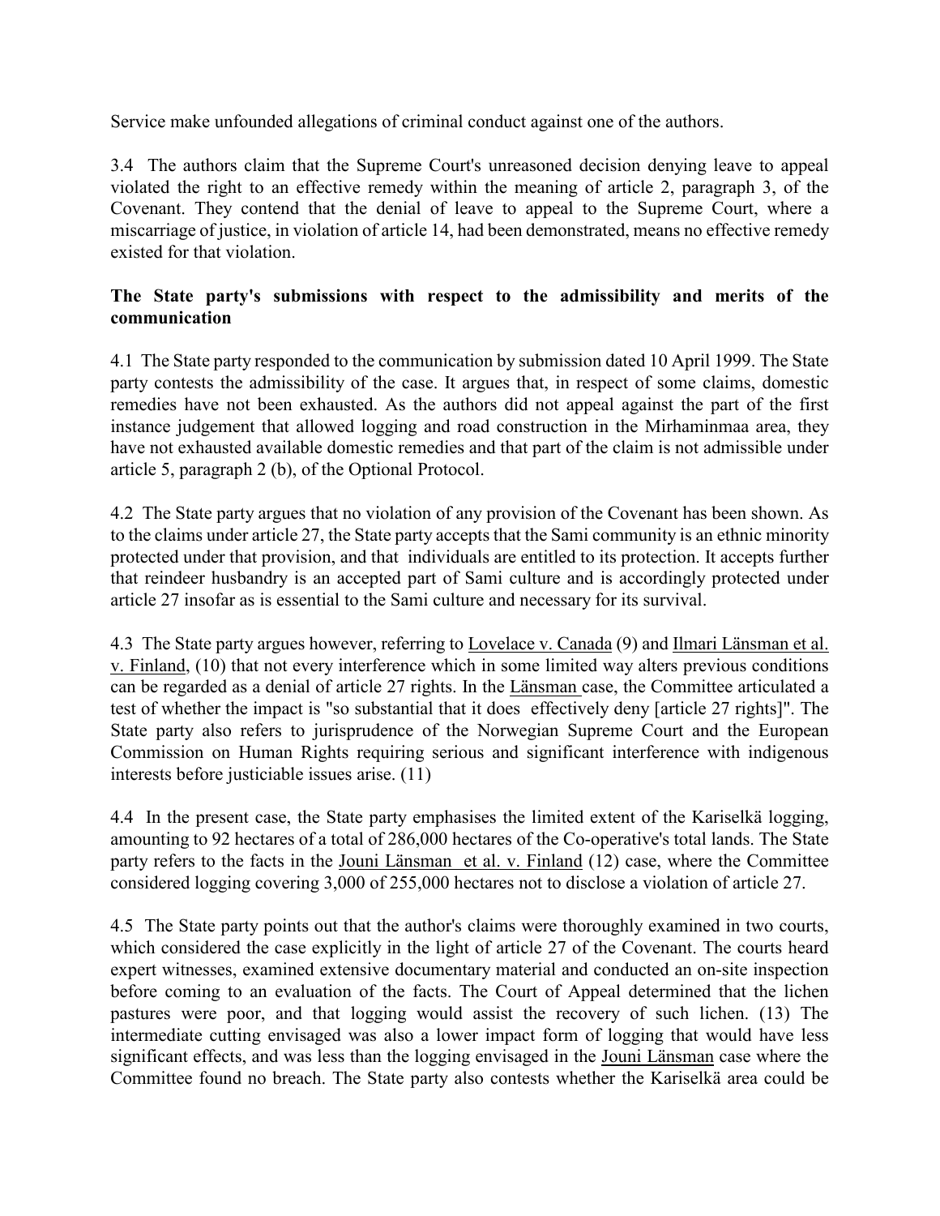Service make unfounded allegations of criminal conduct against one of the authors.

3.4 The authors claim that the Supreme Court's unreasoned decision denying leave to appeal violated the right to an effective remedy within the meaning of article 2, paragraph 3, of the Covenant. They contend that the denial of leave to appeal to the Supreme Court, where a miscarriage of justice, in violation of article 14, had been demonstrated, means no effective remedy existed for that violation.

**The State party's submissions with respect to the admissibility and merits of the communication**

4.1 The State party responded to the communication by submission dated 10 April 1999. The State party contests the admissibility of the case. It argues that, in respect of some claims, domestic remedies have not been exhausted. As the authors did not appeal against the part of the first instance judgement that allowed logging and road construction in the Mirhaminmaa area, they have not exhausted available domestic remedies and that part of the claim is not admissible under article 5, paragraph 2 (b), of the Optional Protocol.

4.2 The State party argues that no violation of any provision of the Covenant has been shown. As to the claims under article 27, the State party accepts that the Sami community is an ethnic minority protected under that provision, and that individuals are entitled to its protection. It accepts further that reindeer husbandry is an accepted part of Sami culture and is accordingly protected under article 27 insofar as is essential to the Sami culture and necessary for its survival.

4.3 The State party argues however, referring to Lovelace v. Canada (9) and Ilmari Länsman et al. v. Finland, (10) that not every interference which in some limited way alters previous conditions can be regarded as a denial of article 27 rights. In the Länsman case, the Committee articulated a test of whether the impact is "so substantial that it does effectively deny [article 27 rights]". The State party also refers to jurisprudence of the Norwegian Supreme Court and the European Commission on Human Rights requiring serious and significant interference with indigenous interests before justiciable issues arise. (11)

4.4 In the present case, the State party emphasises the limited extent of the Kariselkä logging, amounting to 92 hectares of a total of 286,000 hectares of the Co-operative's total lands. The State party refers to the facts in the Jouni Länsman et al. v. Finland (12) case, where the Committee considered logging covering 3,000 of 255,000 hectares not to disclose a violation of article 27.

4.5 The State party points out that the author's claims were thoroughly examined in two courts, which considered the case explicitly in the light of article 27 of the Covenant. The courts heard expert witnesses, examined extensive documentary material and conducted an on-site inspection before coming to an evaluation of the facts. The Court of Appeal determined that the lichen pastures were poor, and that logging would assist the recovery of such lichen. (13) The intermediate cutting envisaged was also a lower impact form of logging that would have less significant effects, and was less than the logging envisaged in the Jouni Länsman case where the Committee found no breach. The State party also contests whether the Kariselkä area could be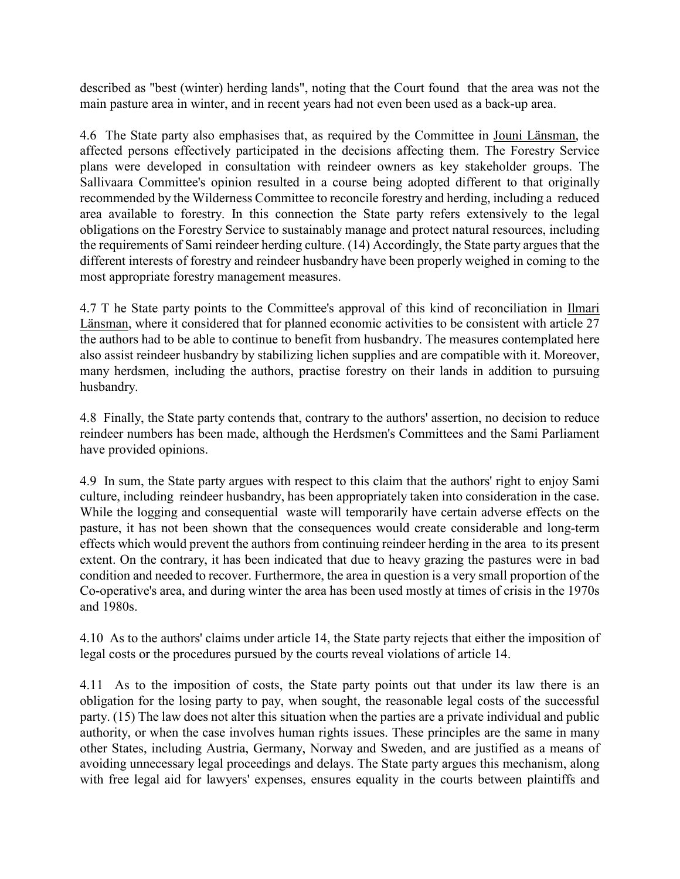described as "best (winter) herding lands", noting that the Court found that the area was not the main pasture area in winter, and in recent years had not even been used as a back-up area.

4.6 The State party also emphasises that, as required by the Committee in Jouni Länsman, the affected persons effectively participated in the decisions affecting them. The Forestry Service plans were developed in consultation with reindeer owners as key stakeholder groups. The Sallivaara Committee's opinion resulted in a course being adopted different to that originally recommended by the Wilderness Committee to reconcile forestry and herding, including a reduced area available to forestry. In this connection the State party refers extensively to the legal obligations on the Forestry Service to sustainably manage and protect natural resources, including the requirements of Sami reindeer herding culture. (14) Accordingly, the State party argues that the different interests of forestry and reindeer husbandry have been properly weighed in coming to the most appropriate forestry management measures.

4.7 T he State party points to the Committee's approval of this kind of reconciliation in Ilmari Länsman, where it considered that for planned economic activities to be consistent with article 27 the authors had to be able to continue to benefit from husbandry. The measures contemplated here also assist reindeer husbandry by stabilizing lichen supplies and are compatible with it. Moreover, many herdsmen, including the authors, practise forestry on their lands in addition to pursuing husbandry.

4.8 Finally, the State party contends that, contrary to the authors' assertion, no decision to reduce reindeer numbers has been made, although the Herdsmen's Committees and the Sami Parliament have provided opinions.

4.9 In sum, the State party argues with respect to this claim that the authors' right to enjoy Sami culture, including reindeer husbandry, has been appropriately taken into consideration in the case. While the logging and consequential waste will temporarily have certain adverse effects on the pasture, it has not been shown that the consequences would create considerable and long-term effects which would prevent the authors from continuing reindeer herding in the area to its present extent. On the contrary, it has been indicated that due to heavy grazing the pastures were in bad condition and needed to recover. Furthermore, the area in question is a very small proportion of the Co-operative's area, and during winter the area has been used mostly at times of crisis in the 1970s and 1980s.

4.10 As to the authors' claims under article 14, the State party rejects that either the imposition of legal costs or the procedures pursued by the courts reveal violations of article 14.

4.11 As to the imposition of costs, the State party points out that under its law there is an obligation for the losing party to pay, when sought, the reasonable legal costs of the successful party. (15) The law does not alter this situation when the parties are a private individual and public authority, or when the case involves human rights issues. These principles are the same in many other States, including Austria, Germany, Norway and Sweden, and are justified as a means of avoiding unnecessary legal proceedings and delays. The State party argues this mechanism, along with free legal aid for lawyers' expenses, ensures equality in the courts between plaintiffs and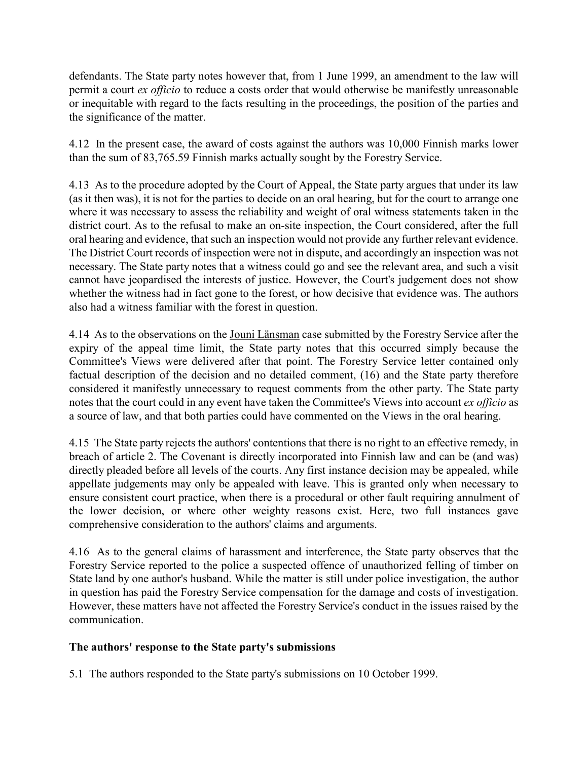defendants. The State party notes however that, from 1 June 1999, an amendment to the law will permit a court *ex officio* to reduce a costs order that would otherwise be manifestly unreasonable or inequitable with regard to the facts resulting in the proceedings, the position of the parties and the significance of the matter.

4.12 In the present case, the award of costs against the authors was 10,000 Finnish marks lower than the sum of 83,765.59 Finnish marks actually sought by the Forestry Service.

4.13 As to the procedure adopted by the Court of Appeal, the State party argues that under its law (as it then was), it is not for the parties to decide on an oral hearing, but for the court to arrange one where it was necessary to assess the reliability and weight of oral witness statements taken in the district court. As to the refusal to make an on-site inspection, the Court considered, after the full oral hearing and evidence, that such an inspection would not provide any further relevant evidence. The District Court records of inspection were not in dispute, and accordingly an inspection was not necessary. The State party notes that a witness could go and see the relevant area, and such a visit cannot have jeopardised the interests of justice. However, the Court's judgement does not show whether the witness had in fact gone to the forest, or how decisive that evidence was. The authors also had a witness familiar with the forest in question.

4.14 As to the observations on the Jouni Länsman case submitted by the Forestry Service after the expiry of the appeal time limit, the State party notes that this occurred simply because the Committee's Views were delivered after that point. The Forestry Service letter contained only factual description of the decision and no detailed comment, (16) and the State party therefore considered it manifestly unnecessary to request comments from the other party. The State party notes that the court could in any event have taken the Committee's Views into account *ex officio* as a source of law, and that both parties could have commented on the Views in the oral hearing.

4.15 The State party rejects the authors' contentions that there is no right to an effective remedy, in breach of article 2. The Covenant is directly incorporated into Finnish law and can be (and was) directly pleaded before all levels of the courts. Any first instance decision may be appealed, while appellate judgements may only be appealed with leave. This is granted only when necessary to ensure consistent court practice, when there is a procedural or other fault requiring annulment of the lower decision, or where other weighty reasons exist. Here, two full instances gave comprehensive consideration to the authors' claims and arguments.

4.16 As to the general claims of harassment and interference, the State party observes that the Forestry Service reported to the police a suspected offence of unauthorized felling of timber on State land by one author's husband. While the matter is still under police investigation, the author in question has paid the Forestry Service compensation for the damage and costs of investigation. However, these matters have not affected the Forestry Service's conduct in the issues raised by the communication.

**The authors' response to the State party's submissions**

5.1 The authors responded to the State party's submissions on 10 October 1999.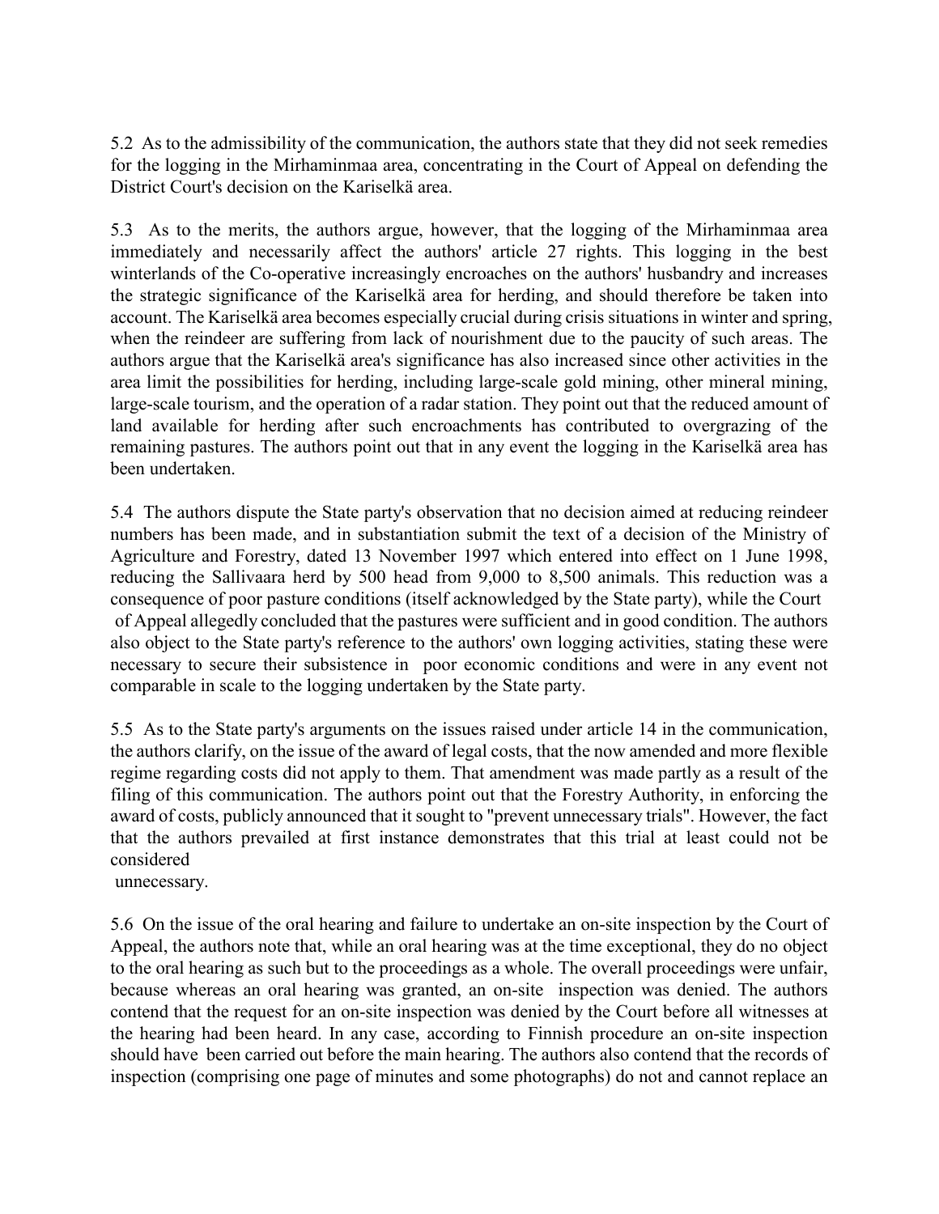5.2 As to the admissibility of the communication, the authors state that they did not seek remedies for the logging in the Mirhaminmaa area, concentrating in the Court of Appeal on defending the District Court's decision on the Kariselkä area.

5.3 As to the merits, the authors argue, however, that the logging of the Mirhaminmaa area immediately and necessarily affect the authors' article 27 rights. This logging in the best winterlands of the Co-operative increasingly encroaches on the authors' husbandry and increases the strategic significance of the Kariselkä area for herding, and should therefore be taken into account. The Kariselkä area becomes especially crucial during crisis situations in winter and spring, when the reindeer are suffering from lack of nourishment due to the paucity of such areas. The authors argue that the Kariselkä area's significance has also increased since other activities in the area limit the possibilities for herding, including large-scale gold mining, other mineral mining, large-scale tourism, and the operation of a radar station. They point out that the reduced amount of land available for herding after such encroachments has contributed to overgrazing of the remaining pastures. The authors point out that in any event the logging in the Kariselkä area has been undertaken.

5.4 The authors dispute the State party's observation that no decision aimed at reducing reindeer numbers has been made, and in substantiation submit the text of a decision of the Ministry of Agriculture and Forestry, dated 13 November 1997 which entered into effect on 1 June 1998, reducing the Sallivaara herd by 500 head from 9,000 to 8,500 animals. This reduction was a consequence of poor pasture conditions (itself acknowledged by the State party), while the Court of Appeal allegedly concluded that the pastures were sufficient and in good condition. The authors also object to the State party's reference to the authors' own logging activities, stating these were necessary to secure their subsistence in poor economic conditions and were in any event not comparable in scale to the logging undertaken by the State party.

5.5 As to the State party's arguments on the issues raised under article 14 in the communication, the authors clarify, on the issue of the award of legal costs, that the now amended and more flexible regime regarding costs did not apply to them. That amendment was made partly as a result of the filing of this communication. The authors point out that the Forestry Authority, in enforcing the award of costs, publicly announced that it sought to "prevent unnecessary trials". However, the fact that the authors prevailed at first instance demonstrates that this trial at least could not be considered unnecessary.

5.6 On the issue of the oral hearing and failure to undertake an on-site inspection by the Court of Appeal, the authors note that, while an oral hearing was at the time exceptional, they do no object to the oral hearing as such but to the proceedings as a whole. The overall proceedings were unfair, because whereas an oral hearing was granted, an on-site inspection was denied. The authors contend that the request for an on-site inspection was denied by the Court before all witnesses at the hearing had been heard. In any case, according to Finnish procedure an on-site inspection should have been carried out before the main hearing. The authors also contend that the records of inspection (comprising one page of minutes and some photographs) do not and cannot replace an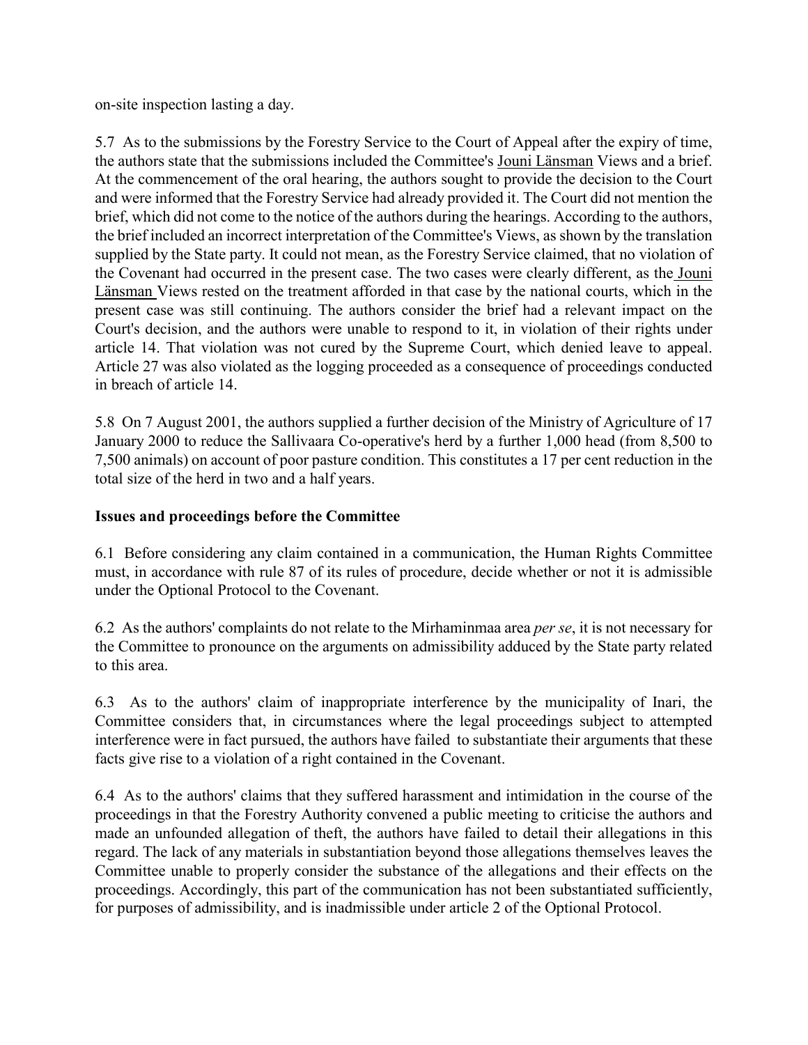on-site inspection lasting a day.

5.7 As to the submissions by the Forestry Service to the Court of Appeal after the expiry of time, the authors state that the submissions included the Committee's Jouni Länsman Views and a brief. At the commencement of the oral hearing, the authors sought to provide the decision to the Court and were informed that the Forestry Service had already provided it. The Court did not mention the brief, which did not come to the notice of the authors during the hearings. According to the authors, the brief included an incorrect interpretation of the Committee's Views, as shown by the translation supplied by the State party. It could not mean, as the Forestry Service claimed, that no violation of the Covenant had occurred in the present case. The two cases were clearly different, as the Jouni Länsman Views rested on the treatment afforded in that case by the national courts, which in the present case was still continuing. The authors consider the brief had a relevant impact on the Court's decision, and the authors were unable to respond to it, in violation of their rights under article 14. That violation was not cured by the Supreme Court, which denied leave to appeal. Article 27 was also violated as the logging proceeded as a consequence of proceedings conducted in breach of article 14.

5.8 On 7 August 2001, the authors supplied a further decision of the Ministry of Agriculture of 17 January 2000 to reduce the Sallivaara Co-operative's herd by a further 1,000 head (from 8,500 to 7,500 animals) on account of poor pasture condition. This constitutes a 17 per cent reduction in the total size of the herd in two and a half years.

**Issues and proceedings before the Committee**

6.1 Before considering any claim contained in a communication, the Human Rights Committee must, in accordance with rule 87 of its rules of procedure, decide whether or not it is admissible under the Optional Protocol to the Covenant.

6.2 As the authors' complaints do not relate to the Mirhaminmaa area *per se*, it is not necessary for the Committee to pronounce on the arguments on admissibility adduced by the State party related to this area.

6.3 As to the authors' claim of inappropriate interference by the municipality of Inari, the Committee considers that, in circumstances where the legal proceedings subject to attempted interference were in fact pursued, the authors have failed to substantiate their arguments that these facts give rise to a violation of a right contained in the Covenant.

6.4 As to the authors' claims that they suffered harassment and intimidation in the course of the proceedings in that the Forestry Authority convened a public meeting to criticise the authors and made an unfounded allegation of theft, the authors have failed to detail their allegations in this regard. The lack of any materials in substantiation beyond those allegations themselves leaves the Committee unable to properly consider the substance of the allegations and their effects on the proceedings. Accordingly, this part of the communication has not been substantiated sufficiently, for purposes of admissibility, and is inadmissible under article 2 of the Optional Protocol.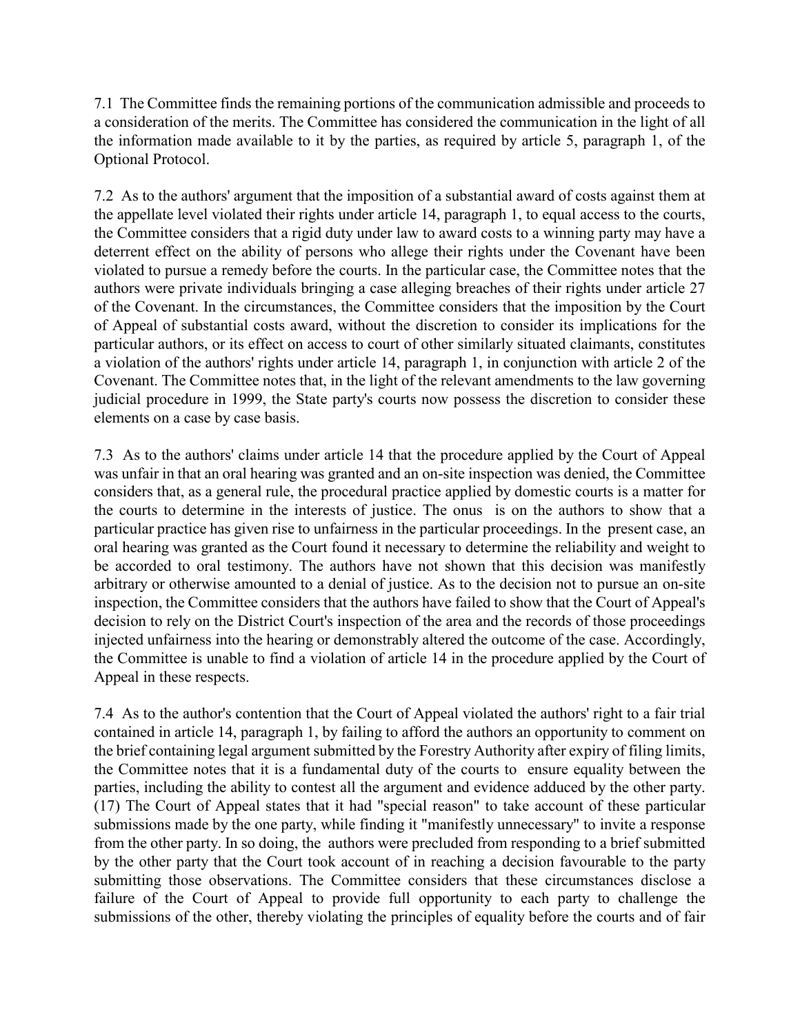7.1 The Committee finds the remaining portions of the communication admissible and proceeds to a consideration of the merits. The Committee has considered the communication in the light of all the information made available to it by the parties, as required by article 5, paragraph 1, of the Optional Protocol.

7.2 As to the authors' argument that the imposition of a substantial award of costs against them at the appellate level violated their rights under article 14, paragraph 1, to equal access to the courts, the Committee considers that a rigid duty under law to award costs to a winning party may have a deterrent effect on the ability of persons who allege their rights under the Covenant have been violated to pursue a remedy before the courts. In the particular case, the Committee notes that the authors were private individuals bringing a case alleging breaches of their rights under article 27 of the Covenant. In the circumstances, the Committee considers that the imposition by the Court of Appeal of substantial costs award, without the discretion to consider its implications for the particular authors, or its effect on access to court of other similarly situated claimants, constitutes a violation of the authors' rights under article 14, paragraph 1, in conjunction with article 2 of the Covenant. The Committee notes that, in the light of the relevant amendments to the law governing judicial procedure in 1999, the State party's courts now possess the discretion to consider these elements on a case by case basis.

7.3 As to the authors' claims under article 14 that the procedure applied by the Court of Appeal was unfair in that an oral hearing was granted and an on-site inspection was denied, the Committee considers that, as a general rule, the procedural practice applied by domestic courts is a matter for the courts to determine in the interests of justice. The onus is on the authors to show that a particular practice has given rise to unfairness in the particular proceedings. In the present case, an oral hearing was granted as the Court found it necessary to determine the reliability and weight to be accorded to oral testimony. The authors have not shown that this decision was manifestly arbitrary or otherwise amounted to a denial of justice. As to the decision not to pursue an on-site inspection, the Committee considers that the authors have failed to show that the Court of Appeal's decision to rely on the District Court's inspection of the area and the records of those proceedings injected unfairness into the hearing or demonstrably altered the outcome of the case. Accordingly, the Committee is unable to find a violation of article 14 in the procedure applied by the Court of Appeal in these respects.

7.4 As to the author's contention that the Court of Appeal violated the authors' right to a fair trial contained in article 14, paragraph 1, by failing to afford the authors an opportunity to comment on the brief containing legal argument submitted by the Forestry Authority after expiry of filing limits, the Committee notes that it is a fundamental duty of the courts to ensure equality between the parties, including the ability to contest all the argument and evidence adduced by the other party. (17) The Court of Appeal states that it had "special reason" to take account of these particular submissions made by the one party, while finding it "manifestly unnecessary" to invite a response from the other party. In so doing, the authors were precluded from responding to a brief submitted by the other party that the Court took account of in reaching a decision favourable to the party submitting those observations. The Committee considers that these circumstances disclose a failure of the Court of Appeal to provide full opportunity to each party to challenge the submissions of the other, thereby violating the principles of equality before the courts and of fair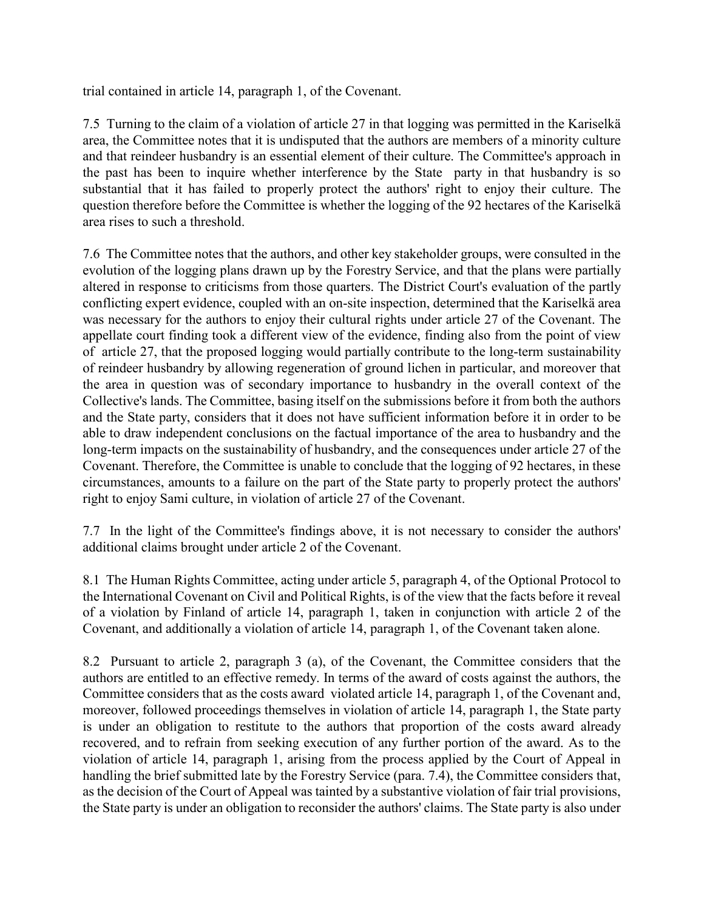trial contained in article 14, paragraph 1, of the Covenant.

7.5 Turning to the claim of a violation of article 27 in that logging was permitted in the Kariselkä area, the Committee notes that it is undisputed that the authors are members of a minority culture and that reindeer husbandry is an essential element of their culture. The Committee's approach in the past has been to inquire whether interference by the State party in that husbandry is so substantial that it has failed to properly protect the authors' right to enjoy their culture. The question therefore before the Committee is whether the logging of the 92 hectares of the Kariselkä area rises to such a threshold.

7.6 The Committee notes that the authors, and other key stakeholder groups, were consulted in the evolution of the logging plans drawn up by the Forestry Service, and that the plans were partially altered in response to criticisms from those quarters. The District Court's evaluation of the partly conflicting expert evidence, coupled with an on-site inspection, determined that the Kariselkä area was necessary for the authors to enjoy their cultural rights under article 27 of the Covenant. The appellate court finding took a different view of the evidence, finding also from the point of view of article 27, that the proposed logging would partially contribute to the long-term sustainability of reindeer husbandry by allowing regeneration of ground lichen in particular, and moreover that the area in question was of secondary importance to husbandry in the overall context of the Collective's lands. The Committee, basing itself on the submissions before it from both the authors and the State party, considers that it does not have sufficient information before it in order to be able to draw independent conclusions on the factual importance of the area to husbandry and the long-term impacts on the sustainability of husbandry, and the consequences under article 27 of the Covenant. Therefore, the Committee is unable to conclude that the logging of 92 hectares, in these circumstances, amounts to a failure on the part of the State party to properly protect the authors' right to enjoy Sami culture, in violation of article 27 of the Covenant.

7.7 In the light of the Committee's findings above, it is not necessary to consider the authors' additional claims brought under article 2 of the Covenant.

8.1 The Human Rights Committee, acting under article 5, paragraph 4, of the Optional Protocol to the International Covenant on Civil and Political Rights, is of the view that the facts before it reveal of a violation by Finland of article 14, paragraph 1, taken in conjunction with article 2 of the Covenant, and additionally a violation of article 14, paragraph 1, of the Covenant taken alone.

8.2 Pursuant to article 2, paragraph 3 (a), of the Covenant, the Committee considers that the authors are entitled to an effective remedy. In terms of the award of costs against the authors, the Committee considers that as the costs award violated article 14, paragraph 1, of the Covenant and, moreover, followed proceedings themselves in violation of article 14, paragraph 1, the State party is under an obligation to restitute to the authors that proportion of the costs award already recovered, and to refrain from seeking execution of any further portion of the award. As to the violation of article 14, paragraph 1, arising from the process applied by the Court of Appeal in handling the brief submitted late by the Forestry Service (para. 7.4), the Committee considers that, as the decision of the Court of Appeal was tainted by a substantive violation of fair trial provisions, the State party is under an obligation to reconsider the authors' claims. The State party is also under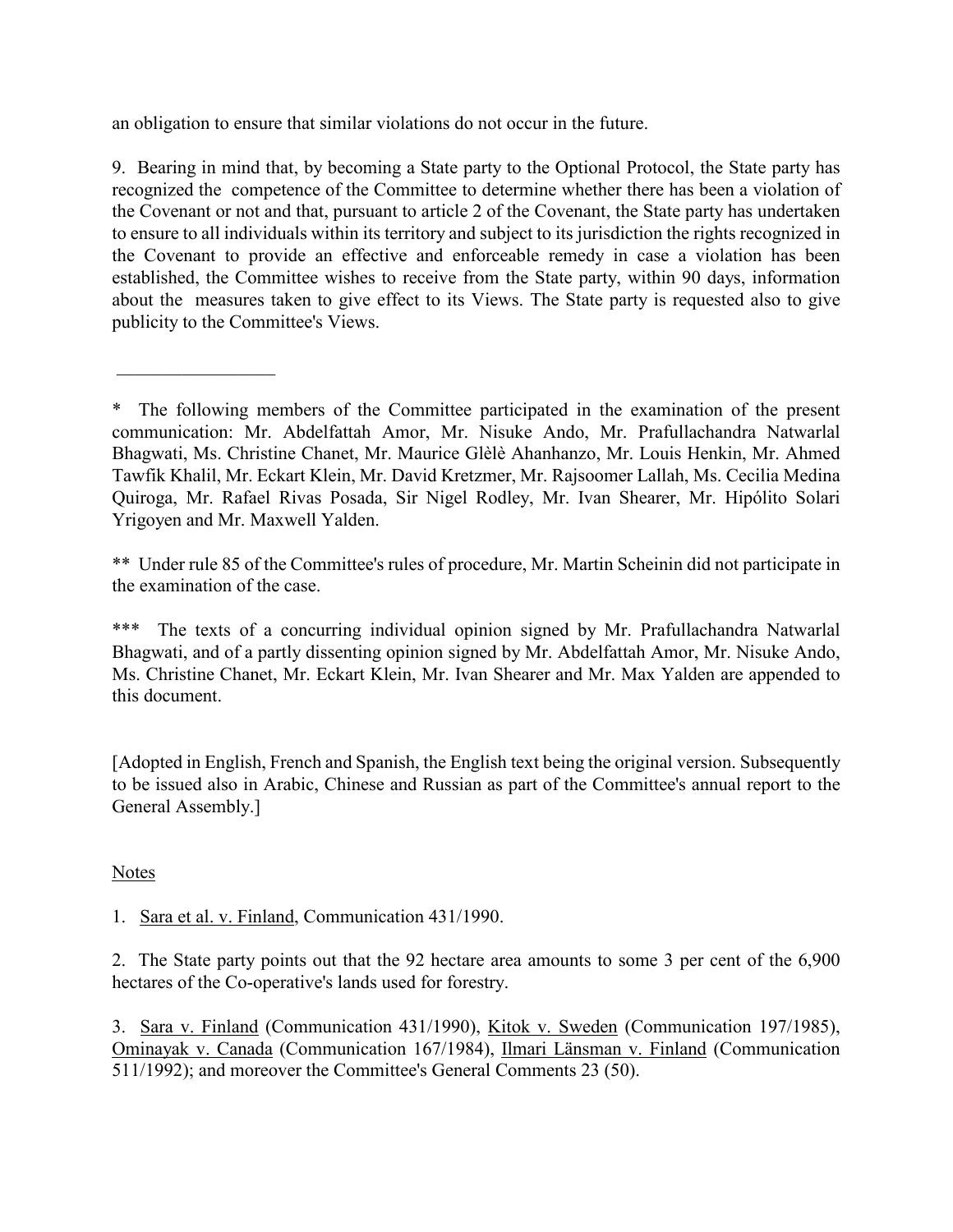an obligation to ensure that similar violations do not occur in the future.

9. Bearing in mind that, by becoming a State party to the Optional Protocol, the State party has recognized the competence of the Committee to determine whether there has been a violation of the Covenant or not and that, pursuant to article 2 of the Covenant, the State party has undertaken to ensure to all individuals within its territory and subject to its jurisdiction the rights recognized in the Covenant to provide an effective and enforceable remedy in case a violation has been established, the Committee wishes to receive from the State party, within 90 days, information about the measures taken to give effect to its Views. The State party is requested also to give publicity to the Committee's Views.

---

\* The following members of the Committee participated in the examination of the present communication: Mr. Abdelfattah Amor, Mr. Nisuke Ando, Mr. Prafullachandra Natwarlal Bhagwati, Ms. Christine Chanet, Mr. Maurice Glèlè Ahanhanzo, Mr. Louis Henkin, Mr. Ahmed Tawfik Khalil, Mr. Eckart Klein, Mr. David Kretzmer, Mr. Rajsoomer Lallah, Ms. Cecilia Medina Quiroga, Mr. Rafael Rivas Posada, Sir Nigel Rodley, Mr. Ivan Shearer, Mr. Hipólito Solari Yrigoyen and Mr. Maxwell Yalden.

\*\* Under rule 85 of the Committee's rules of procedure, Mr. Martin Scheinin did not participate in the examination of the case.

\*\*\* The texts of a concurring individual opinion signed by Mr. Prafullachandra Natwarlal Bhagwati, and of a partly dissenting opinion signed by Mr. Abdelfattah Amor, Mr. Nisuke Ando, Ms. Christine Chanet, Mr. Eckart Klein, Mr. Ivan Shearer and Mr. Max Yalden are appended to this document.

[Adopted in English, French and Spanish, the English text being the original version. Subsequently to be issued also in Arabic, Chinese and Russian as part of the Committee's annual report to the General Assembly.]

Notes

1. Sara et al. v. Finland, Communication 431/1990.

2. The State party points out that the 92 hectare area amounts to some 3 per cent of the 6,900 hectares of the Co-operative's lands used for forestry.

3. Sara v. Finland (Communication 431/1990), Kitok v. Sweden (Communication 197/1985), Ominayak v. Canada (Communication 167/1984), Ilmari Länsman v. Finland (Communication 511/1992); and moreover the Committee's General Comments 23 (50).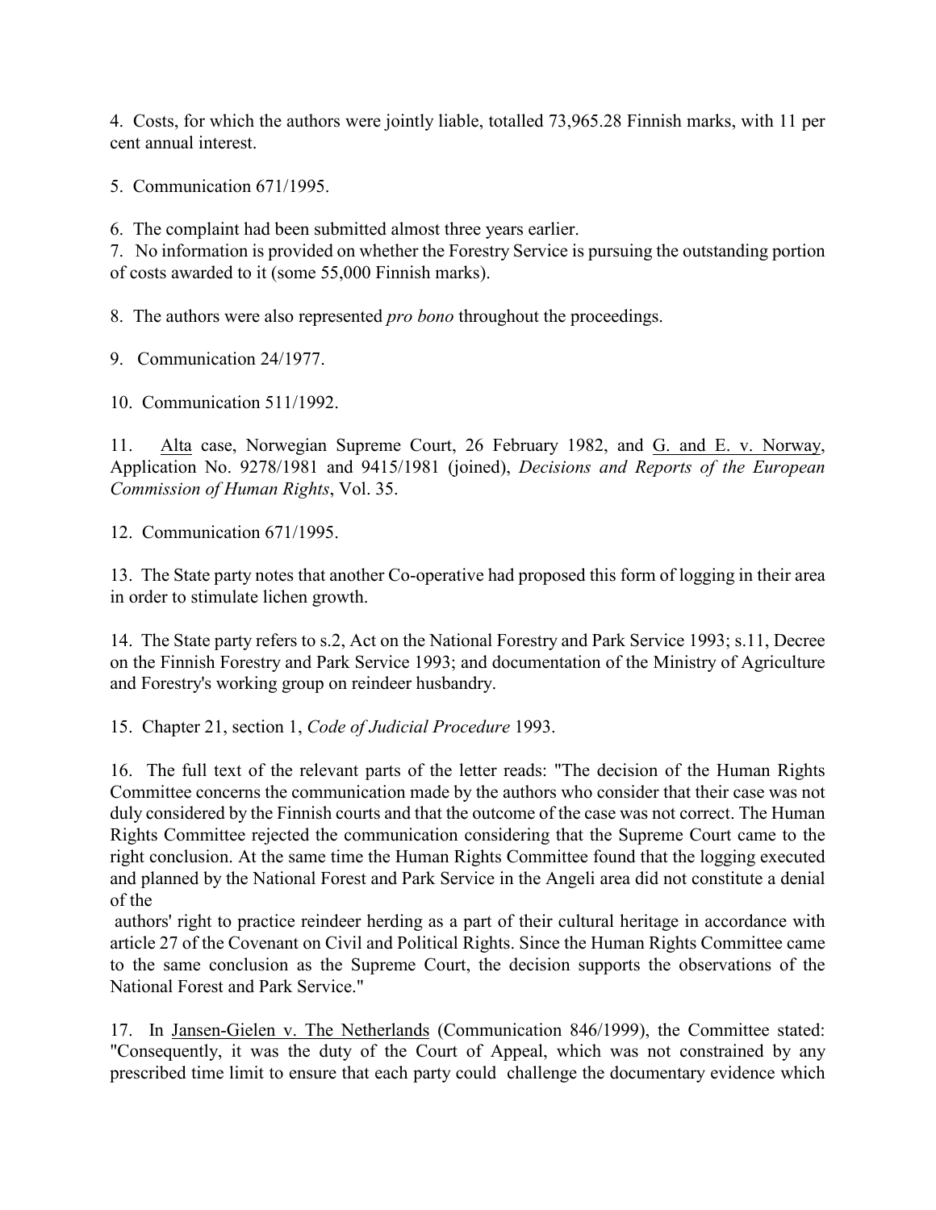4. Costs, for which the authors were jointly liable, totalled 73,965.28 Finnish marks, with 11 per cent annual interest.

5. Communication 671/1995.

6. The complaint had been submitted almost three years earlier.

7. No information is provided on whether the Forestry Service is pursuing the outstanding portion of costs awarded to it (some 55,000 Finnish marks).

8. The authors were also represented *pro bono* throughout the proceedings.

9. Communication 24/1977.

10. Communication 511/1992.

11. Alta case, Norwegian Supreme Court, 26 February 1982, and G. and E. v. Norway, Application No. 9278/1981 and 9415/1981 (joined), *Decisions and Reports of the European Commission of Human Rights*, Vol. 35.

12. Communication 671/1995.

13. The State party notes that another Co-operative had proposed this form of logging in their area in order to stimulate lichen growth.

14. The State party refers to s.2, Act on the National Forestry and Park Service 1993; s.11, Decree on the Finnish Forestry and Park Service 1993; and documentation of the Ministry of Agriculture and Forestry's working group on reindeer husbandry.

15. Chapter 21, section 1, *Code of Judicial Procedure* 1993.

16. The full text of the relevant parts of the letter reads: "The decision of the Human Rights Committee concerns the communication made by the authors who consider that their case was not duly considered by the Finnish courts and that the outcome of the case was not correct. The Human Rights Committee rejected the communication considering that the Supreme Court came to the right conclusion. At the same time the Human Rights Committee found that the logging executed and planned by the National Forest and Park Service in the Angeli area did not constitute a denial of the authors' right to practice reindeer herding as a part of their cultural heritage in accordance with article 27 of the Covenant on Civil and Political Rights. Since the Human Rights Committee came to the same conclusion as the Supreme Court, the decision supports the observations of the National Forest and Park Service."

17. In Jansen-Gielen v. The Netherlands (Communication 846/1999), the Committee stated: "Consequently, it was the duty of the Court of Appeal, which was not constrained by any prescribed time limit to ensure that each party could challenge the documentary evidence which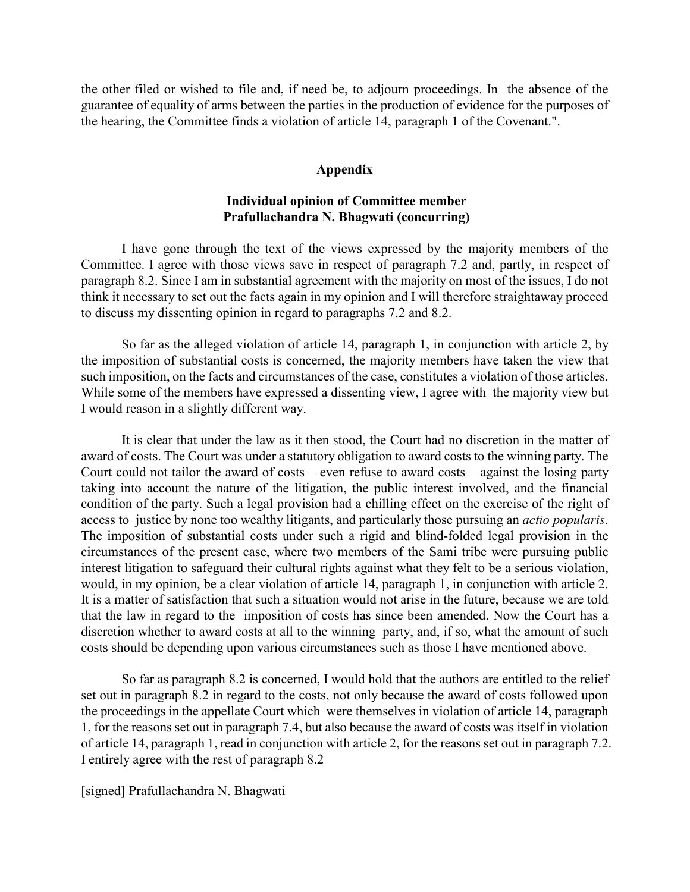the other filed or wished to file and, if need be, to adjourn proceedings. In the absence of the guarantee of equality of arms between the parties in the production of evidence for the purposes of the hearing, the Committee finds a violation of article 14, paragraph 1 of the Covenant.".

## Appendix

### Individual opinion of Committee member Prafullachandra N. Bhagwati (concurring)

I have gone through the text of the views expressed by the majority members of the Committee. I agree with those views save in respect of paragraph 7.2 and, partly, in respect of paragraph 8.2. Since I am in substantial agreement with the majority on most of the issues, I do not think it necessary to set out the facts again in my opinion and I will therefore straightaway proceed to discuss my dissenting opinion in regard to paragraphs 7.2 and 8.2.

So far as the alleged violation of article 14, paragraph 1, in conjunction with article 2, by the imposition of substantial costs is concerned, the majority members have taken the view that such imposition, on the facts and circumstances of the case, constitutes a violation of those articles. While some of the members have expressed a dissenting view, I agree with the majority view but I would reason in a slightly different way.

It is clear that under the law as it then stood, the Court had no discretion in the matter of award of costs. The Court was under a statutory obligation to award costs to the winning party. The Court could not tailor the award of costs – even refuse to award costs – against the losing party taking into account the nature of the litigation, the public interest involved, and the financial condition of the party. Such a legal provision had a chilling effect on the exercise of the right of access to justice by none too wealthy litigants, and particularly those pursuing an *actio popularis*. The imposition of substantial costs under such a rigid and blind-folded legal provision in the circumstances of the present case, where two members of the Sami tribe were pursuing public interest litigation to safeguard their cultural rights against what they felt to be a serious violation, would, in my opinion, be a clear violation of article 14, paragraph 1, in conjunction with article 2. It is a matter of satisfaction that such a situation would not arise in the future, because we are told that the law in regard to the imposition of costs has since been amended. Now the Court has a discretion whether to award costs at all to the winning party, and, if so, what the amount of such costs should be depending upon various circumstances such as those I have mentioned above.

So far as paragraph 8.2 is concerned, I would hold that the authors are entitled to the relief set out in paragraph 8.2 in regard to the costs, not only because the award of costs followed upon the proceedings in the appellate Court which were themselves in violation of article 14, paragraph 1, for the reasons set out in paragraph 7.4, but also because the award of costs was itself in violation of article 14, paragraph 1, read in conjunction with article 2, for the reasons set out in paragraph 7.2. I entirely agree with the rest of paragraph 8.2

[signed] Prafullachandra N. Bhagwati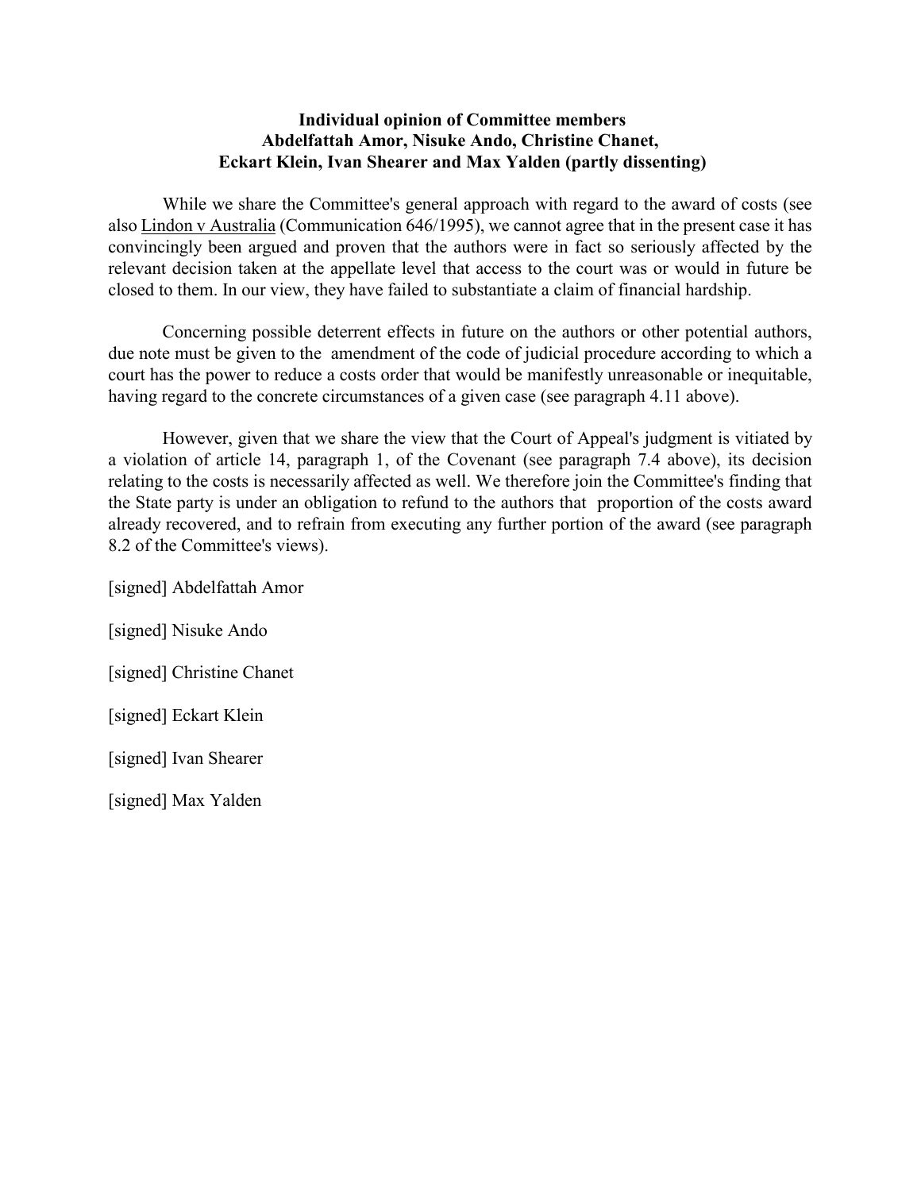**Individual opinion of Committee members**
**Abdelfattah Amor, Nisuke Ando, Christine Chanet,**
**Eckart Klein, Ivan Shearer and Max Yalden (partly dissenting)**

While we share the Committee's general approach with regard to the award of costs (see also Lindon v Australia (Communication 646/1995), we cannot agree that in the present case it has convincingly been argued and proven that the authors were in fact so seriously affected by the relevant decision taken at the appellate level that access to the court was or would in future be closed to them. In our view, they have failed to substantiate a claim of financial hardship.

Concerning possible deterrent effects in future on the authors or other potential authors, due note must be given to the amendment of the code of judicial procedure according to which a court has the power to reduce a costs order that would be manifestly unreasonable or inequitable, having regard to the concrete circumstances of a given case (see paragraph 4.11 above).

However, given that we share the view that the Court of Appeal's judgment is vitiated by a violation of article 14, paragraph 1, of the Covenant (see paragraph 7.4 above), its decision relating to the costs is necessarily affected as well. We therefore join the Committee's finding that the State party is under an obligation to refund to the authors that proportion of the costs award already recovered, and to refrain from executing any further portion of the award (see paragraph 8.2 of the Committee's views).

[signed] Abdelfattah Amor

[signed] Nisuke Ando

[signed] Christine Chanet

[signed] Eckart Klein

[signed] Ivan Shearer

[signed] Max Yalden